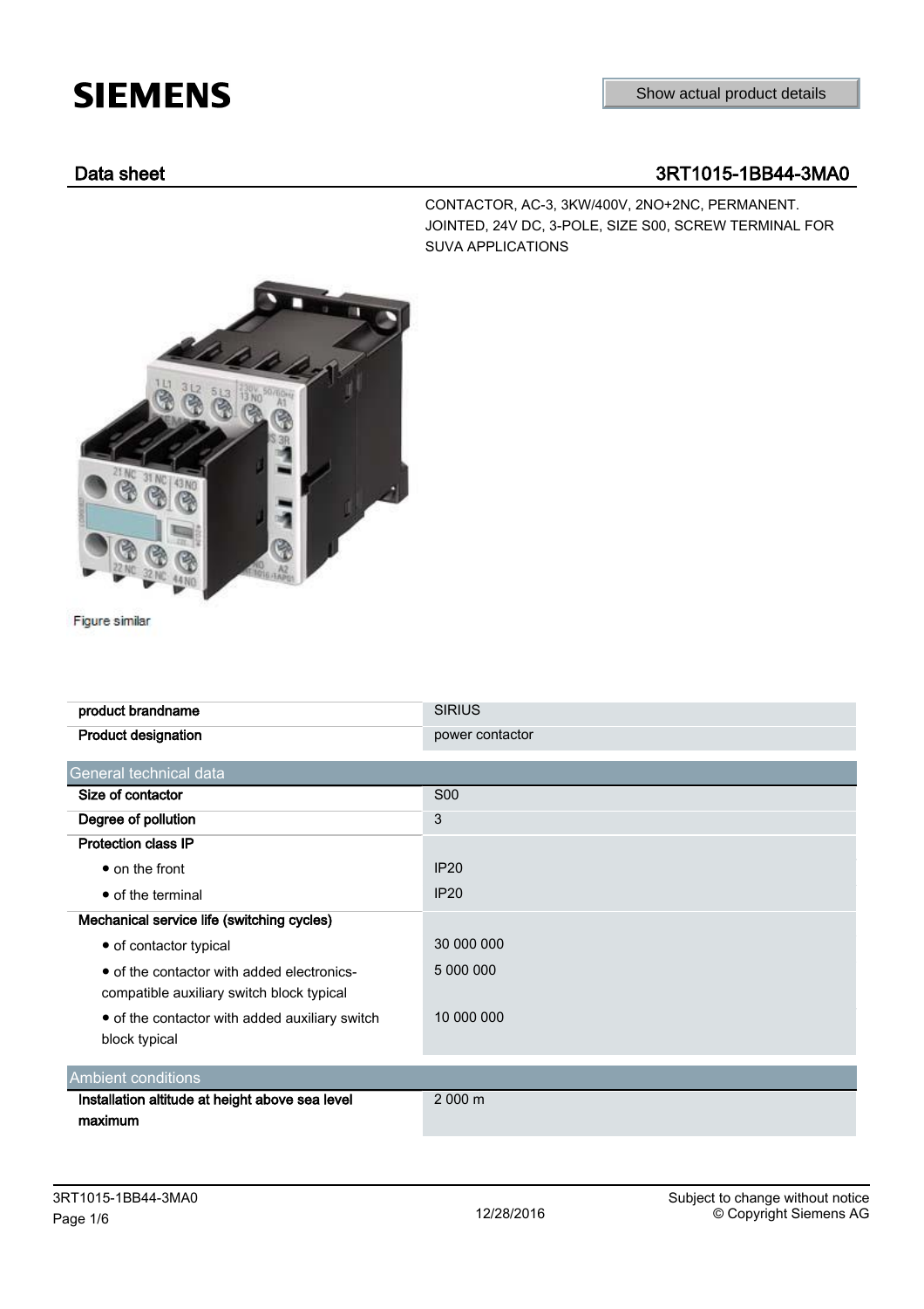SIEMENS

Show actual product details

## Data sheet 3RT1015-1BB44-3MA0

CONTACTOR, AC-3, 3KW/400V, 2NO+2NC, PERMANENT. JOINTED, 24V DC, 3-POLE, SIZE S00, SCREW TERMINAL FOR SUVA APPLICATIONS

Figure similar

| | |
|---|---|
| **product brandname** | SIRIUS |
| **Product designation** | power contactor |

| General technical data | |
|---|---|
| **Size of contactor** | S00 |
| **Degree of pollution** | 3 |
| **Protection class IP** | |
| • on the front | IP20 |
| • of the terminal | IP20 |
| **Mechanical service life (switching cycles)** | |
| • of contactor typical | 30 000 000 |
| • of the contactor with added electronics-compatible auxiliary switch block typical | 5 000 000 |
| • of the contactor with added auxiliary switch block typical | 10 000 000 |

| Ambient conditions | |
|---|---|
| **Installation altitude at height above sea level maximum** | 2 000 m |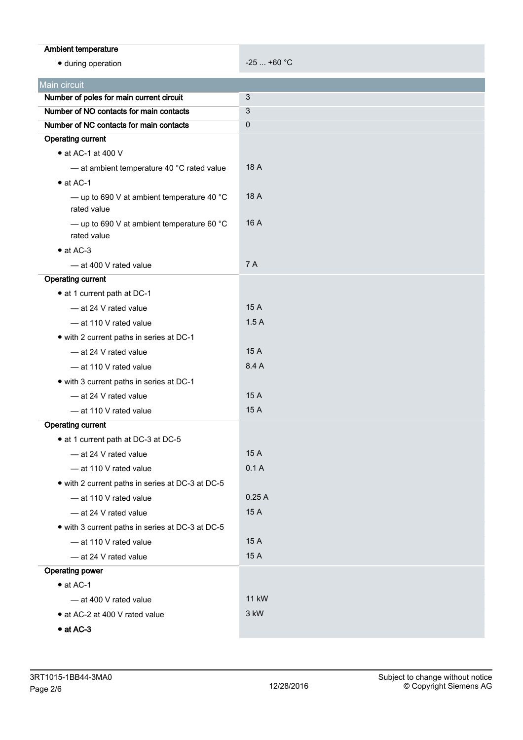| | |
|---|---|
| **Ambient temperature** | |
| • during operation | -25 ... +60 °C |

| Main circuit | |
|---|---|
| **Number of poles for main current circuit** | 3 |
| **Number of NO contacts for main contacts** | 3 |
| **Number of NC contacts for main contacts** | 0 |
| **Operating current** | |
| • at AC-1 at 400 V | |
| — at ambient temperature 40 °C rated value | 18 A |
| • at AC-1 | |
| — up to 690 V at ambient temperature 40 °C rated value | 18 A |
| — up to 690 V at ambient temperature 60 °C rated value | 16 A |
| • at AC-3 | |
| — at 400 V rated value | 7 A |
| **Operating current** | |
| • at 1 current path at DC-1 | |
| — at 24 V rated value | 15 A |
| — at 110 V rated value | 1.5 A |
| • with 2 current paths in series at DC-1 | |
| — at 24 V rated value | 15 A |
| — at 110 V rated value | 8.4 A |
| • with 3 current paths in series at DC-1 | |
| — at 24 V rated value | 15 A |
| — at 110 V rated value | 15 A |
| **Operating current** | |
| • at 1 current path at DC-3 at DC-5 | |
| — at 24 V rated value | 15 A |
| — at 110 V rated value | 0.1 A |
| • with 2 current paths in series at DC-3 at DC-5 | |
| — at 110 V rated value | 0.25 A |
| — at 24 V rated value | 15 A |
| • with 3 current paths in series at DC-3 at DC-5 | |
| — at 110 V rated value | 15 A |
| — at 24 V rated value | 15 A |
| **Operating power** | |
| • at AC-1 | |
| — at 400 V rated value | 11 kW |
| • at AC-2 at 400 V rated value | 3 kW |
| • **at AC-3** | |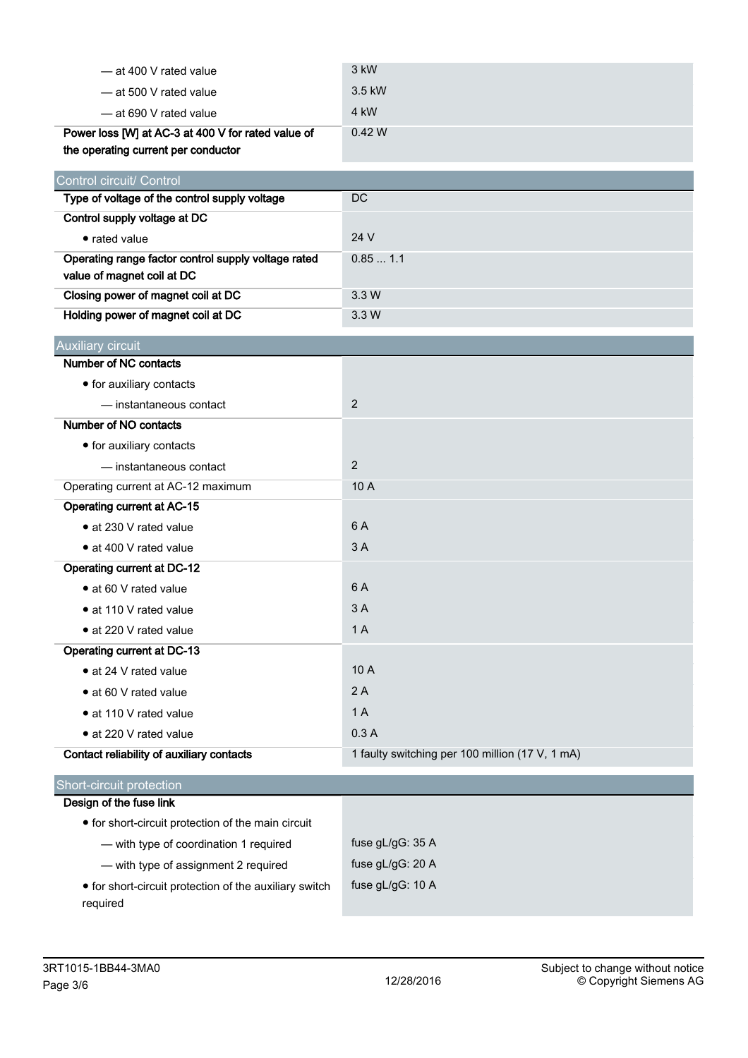| | |
|---|---|
| — at 400 V rated value | 3 kW |
| — at 500 V rated value | 3.5 kW |
| — at 690 V rated value | 4 kW |
| **Power loss [W] at AC-3 at 400 V for rated value of the operating current per conductor** | 0.42 W |

## Control circuit/ Control

| | |
|---|---|
| **Type of voltage of the control supply voltage** | DC |
| **Control supply voltage at DC** | |
| • rated value | 24 V |
| **Operating range factor control supply voltage rated value of magnet coil at DC** | 0.85 ... 1.1 |
| **Closing power of magnet coil at DC** | 3.3 W |
| **Holding power of magnet coil at DC** | 3.3 W |

## Auxiliary circuit

| | |
|---|---|
| **Number of NC contacts** | |
| • for auxiliary contacts | |
| — instantaneous contact | 2 |
| **Number of NO contacts** | |
| • for auxiliary contacts | |
| — instantaneous contact | 2 |
| Operating current at AC-12 maximum | 10 A |
| **Operating current at AC-15** | |
| • at 230 V rated value | 6 A |
| • at 400 V rated value | 3 A |
| **Operating current at DC-12** | |
| • at 60 V rated value | 6 A |
| • at 110 V rated value | 3 A |
| • at 220 V rated value | 1 A |
| **Operating current at DC-13** | |
| • at 24 V rated value | 10 A |
| • at 60 V rated value | 2 A |
| • at 110 V rated value | 1 A |
| • at 220 V rated value | 0.3 A |
| **Contact reliability of auxiliary contacts** | 1 faulty switching per 100 million (17 V, 1 mA) |

## Short-circuit protection

| | |
|---|---|
| **Design of the fuse link** | |
| • for short-circuit protection of the main circuit | |
| — with type of coordination 1 required | fuse gL/gG: 35 A |
| — with type of assignment 2 required | fuse gL/gG: 20 A |
| • for short-circuit protection of the auxiliary switch required | fuse gL/gG: 10 A |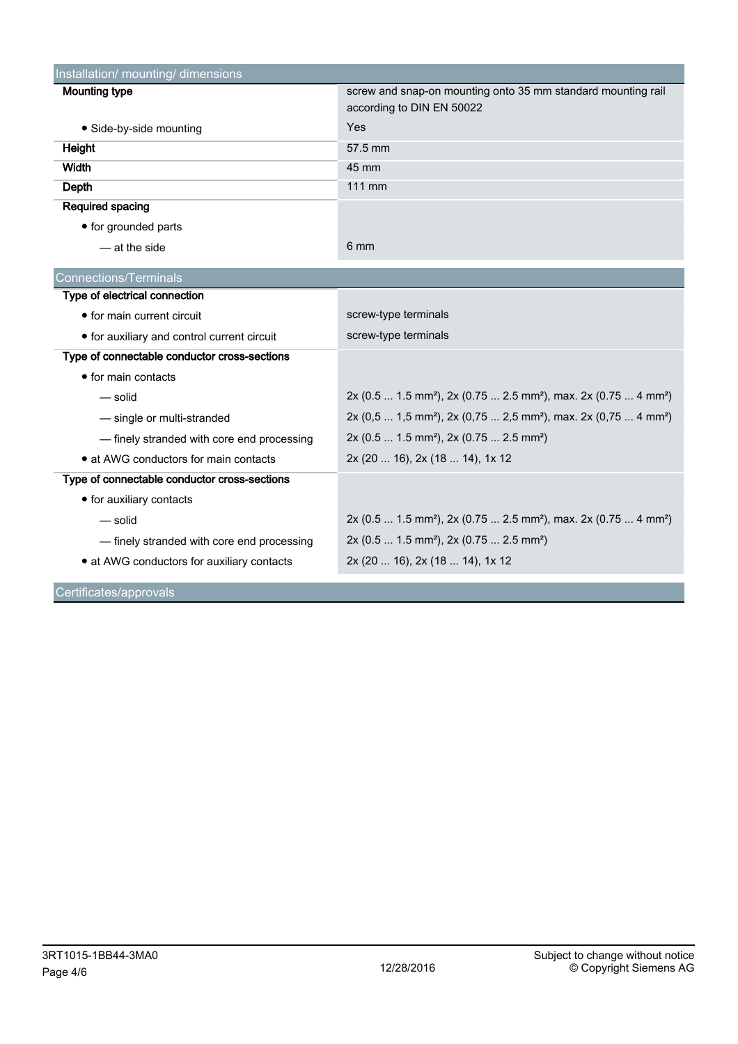| Installation/ mounting/ dimensions | |
|---|---|
| **Mounting type** | screw and snap-on mounting onto 35 mm standard mounting rail according to DIN EN 50022 |
| • Side-by-side mounting | Yes |
| **Height** | 57.5 mm |
| **Width** | 45 mm |
| **Depth** | 111 mm |
| **Required spacing** | |
| • for grounded parts | |
| — at the side | 6 mm |

| Connections/Terminals | |
|---|---|
| **Type of electrical connection** | |
| • for main current circuit | screw-type terminals |
| • for auxiliary and control current circuit | screw-type terminals |
| **Type of connectable conductor cross-sections** | |
| • for main contacts | |
| — solid | 2x (0.5 ... 1.5 mm²), 2x (0.75 ... 2.5 mm²), max. 2x (0.75 ... 4 mm²) |
| — single or multi-stranded | 2x (0,5 ... 1,5 mm²), 2x (0,75 ... 2,5 mm²), max. 2x (0,75 ... 4 mm²) |
| — finely stranded with core end processing | 2x (0.5 ... 1.5 mm²), 2x (0.75 ... 2.5 mm²) |
| • at AWG conductors for main contacts | 2x (20 ... 16), 2x (18 ... 14), 1x 12 |
| **Type of connectable conductor cross-sections** | |
| • for auxiliary contacts | |
| — solid | 2x (0.5 ... 1.5 mm²), 2x (0.75 ... 2.5 mm²), max. 2x (0.75 ... 4 mm²) |
| — finely stranded with core end processing | 2x (0.5 ... 1.5 mm²), 2x (0.75 ... 2.5 mm²) |
| • at AWG conductors for auxiliary contacts | 2x (20 ... 16), 2x (18 ... 14), 1x 12 |

| Certificates/approvals |
|---|

3RT1015-1BB44-3MA0

12/28/2016

Subject to change without notice
© Copyright Siemens AG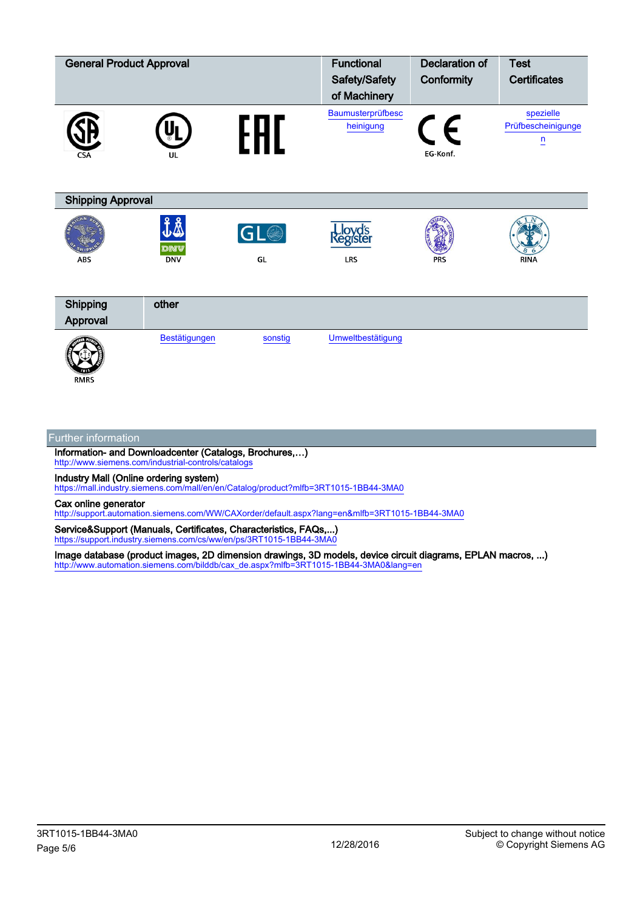| General Product Approval | | | Functional Safety/Safety of Machinery | Declaration of Conformity | Test Certificates |
|---|---|---|---|---|---|
| CSA | UL | EAC | Baumusterprüfbescheinigung | EG-Konf. | spezielle Prüfbescheinigungen |

| Shipping Approval | | | | | |
|---|---|---|---|---|---|
| ABS | DNV | GL | LRS | PRS | RINA |

| Shipping Approval | other | | |
|---|---|---|---|
| RMRS | Bestätigungen | sonstig | Umweltbestätigung |

## Further information

**Information- and Downloadcenter (Catalogs, Brochures,…)**
http://www.siemens.com/industrial-controls/catalogs

**Industry Mall (Online ordering system)**
https://mall.industry.siemens.com/mall/en/en/Catalog/product?mlfb=3RT1015-1BB44-3MA0

**Cax online generator**
http://support.automation.siemens.com/WW/CAXorder/default.aspx?lang=en&mlfb=3RT1015-1BB44-3MA0

**Service&Support (Manuals, Certificates, Characteristics, FAQs,...)**
https://support.industry.siemens.com/cs/ww/en/ps/3RT1015-1BB44-3MA0

**Image database (product images, 2D dimension drawings, 3D models, device circuit diagrams, EPLAN macros, ...)**
http://www.automation.siemens.com/bilddb/cax_de.aspx?mlfb=3RT1015-1BB44-3MA0&lang=en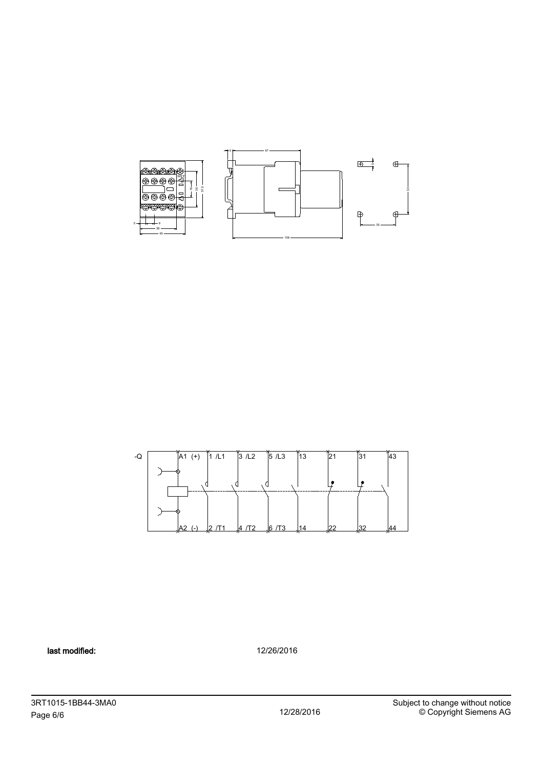45

36

5

9

57.5

36

16

5.5

67

109

50

35

-Q

A1 (+)

1 /L1

3 /L2

5 /L3

13

21

31

43

A2 (-)

2 /T1

4 /T2

6 /T3

14

22

32

44

**last modified:** 12/26/2016